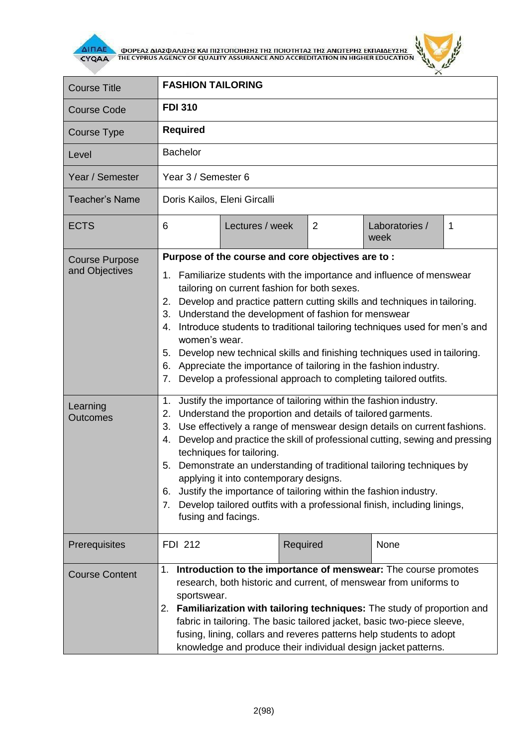| Course Title | **FASHION TAILORING** | | | | |
|---|---|---|---|---|---|
| Course Code | **FDI 310** | | | | |
| Course Type | **Required** | | | | |
| Level | Bachelor | | | | |
| Year / Semester | Year 3 / Semester 6 | | | | |
| Teacher's Name | Doris Kailos, Eleni Gircalli | | | | |
| ECTS | 6 | Lectures / week | 2 | Laboratories / week | 1 |
| Course Purpose and Objectives | **Purpose of the course and core objectives are to :**<br>1. Familiarize students with the importance and influence of menswear tailoring on current fashion for both sexes.<br>2. Develop and practice pattern cutting skills and techniques in tailoring.<br>3. Understand the development of fashion for menswear<br>4. Introduce students to traditional tailoring techniques used for men's and women's wear.<br>5. Develop new technical skills and finishing techniques used in tailoring.<br>6. Appreciate the importance of tailoring in the fashion industry.<br>7. Develop a professional approach to completing tailored outfits. | | | | |
| Learning Outcomes | 1. Justify the importance of tailoring within the fashion industry.<br>2. Understand the proportion and details of tailored garments.<br>3. Use effectively a range of menswear design details on current fashions.<br>4. Develop and practice the skill of professional cutting, sewing and pressing techniques for tailoring.<br>5. Demonstrate an understanding of traditional tailoring techniques by applying it into contemporary designs.<br>6. Justify the importance of tailoring within the fashion industry.<br>7. Develop tailored outfits with a professional finish, including linings, fusing and facings. | | | | |
| Prerequisites | FDI 212 | Required | None | | |
| Course Content | 1. **Introduction to the importance of menswear:** The course promotes research, both historic and current, of menswear from uniforms to sportswear.<br>2. **Familiarization with tailoring techniques:** The study of proportion and fabric in tailoring. The basic tailored jacket, basic two-piece sleeve, fusing, lining, collars and reveres patterns help students to adopt knowledge and produce their individual design jacket patterns. | | | | |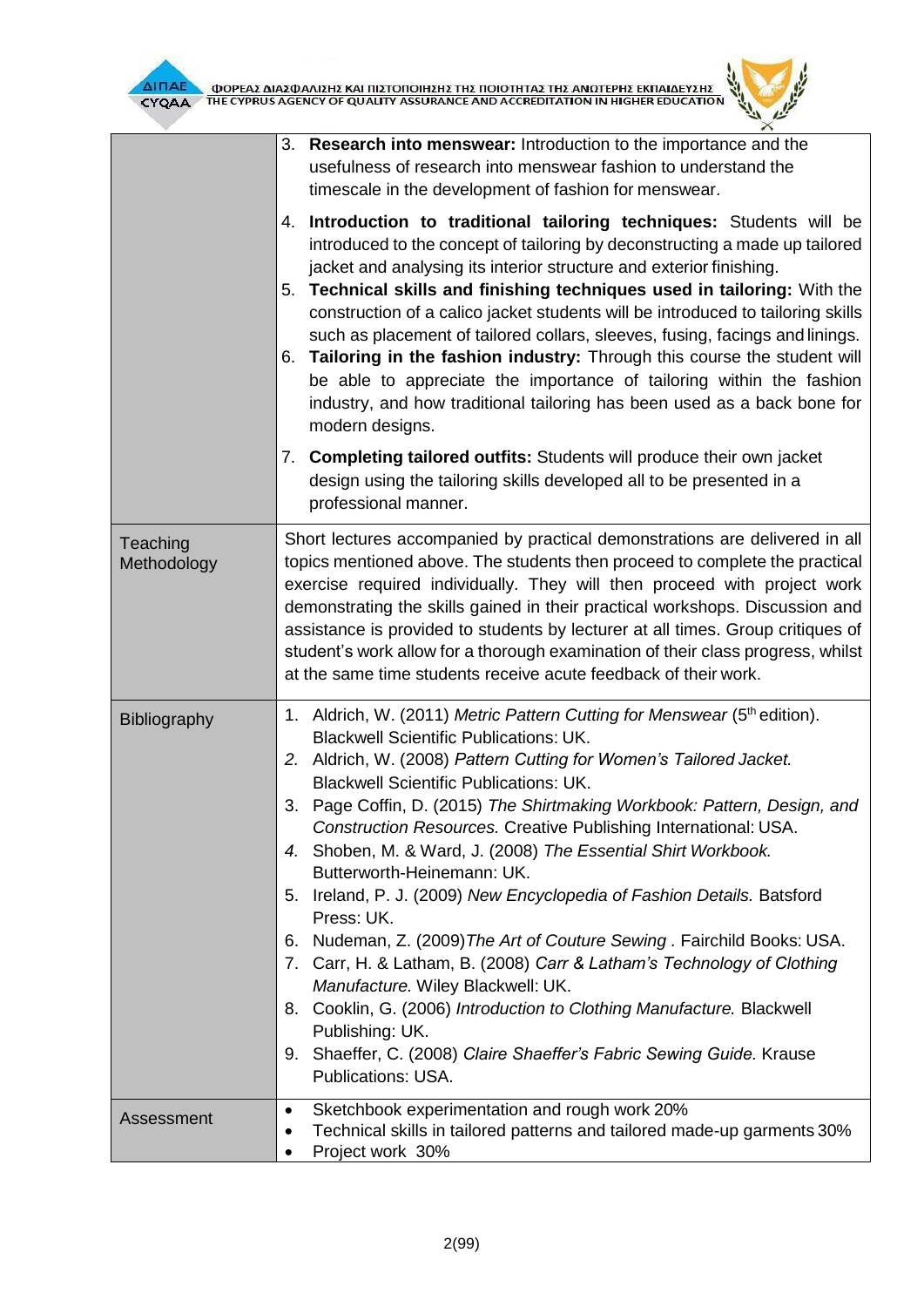| | |
|---|---|
| | 3. **Research into menswear:** Introduction to the importance and the usefulness of research into menswear fashion to understand the timescale in the development of fashion for menswear.<br>4. **Introduction to traditional tailoring techniques:** Students will be introduced to the concept of tailoring by deconstructing a made up tailored jacket and analysing its interior structure and exterior finishing.<br>5. **Technical skills and finishing techniques used in tailoring:** With the construction of a calico jacket students will be introduced to tailoring skills such as placement of tailored collars, sleeves, fusing, facings and linings.<br>6. **Tailoring in the fashion industry:** Through this course the student will be able to appreciate the importance of tailoring within the fashion industry, and how traditional tailoring has been used as a back bone for modern designs.<br>7. **Completing tailored outfits:** Students will produce their own jacket design using the tailoring skills developed all to be presented in a professional manner. |
| Teaching Methodology | Short lectures accompanied by practical demonstrations are delivered in all topics mentioned above. The students then proceed to complete the practical exercise required individually. They will then proceed with project work demonstrating the skills gained in their practical workshops. Discussion and assistance is provided to students by lecturer at all times. Group critiques of student's work allow for a thorough examination of their class progress, whilst at the same time students receive acute feedback of their work. |
| Bibliography | 1. Aldrich, W. (2011) *Metric Pattern Cutting for Menswear* (5th edition). Blackwell Scientific Publications: UK.<br>2. Aldrich, W. (2008) *Pattern Cutting for Women's Tailored Jacket.* Blackwell Scientific Publications: UK.<br>3. Page Coffin, D. (2015) *The Shirtmaking Workbook: Pattern, Design, and Construction Resources.* Creative Publishing International: USA.<br>4. Shoben, M. & Ward, J. (2008) *The Essential Shirt Workbook.* Butterworth-Heinemann: UK.<br>5. Ireland, P. J. (2009) *New Encyclopedia of Fashion Details.* Batsford Press: UK.<br>6. Nudeman, Z. (2009)*The Art of Couture Sewing .* Fairchild Books: USA.<br>7. Carr, H. & Latham, B. (2008) *Carr & Latham's Technology of Clothing Manufacture.* Wiley Blackwell: UK.<br>8. Cooklin, G. (2006) *Introduction to Clothing Manufacture.* Blackwell Publishing: UK.<br>9. Shaeffer, C. (2008) *Claire Shaeffer's Fabric Sewing Guide.* Krause Publications: USA. |
| Assessment | • Sketchbook experimentation and rough work 20%<br>• Technical skills in tailored patterns and tailored made-up garments 30%<br>• Project work 30% |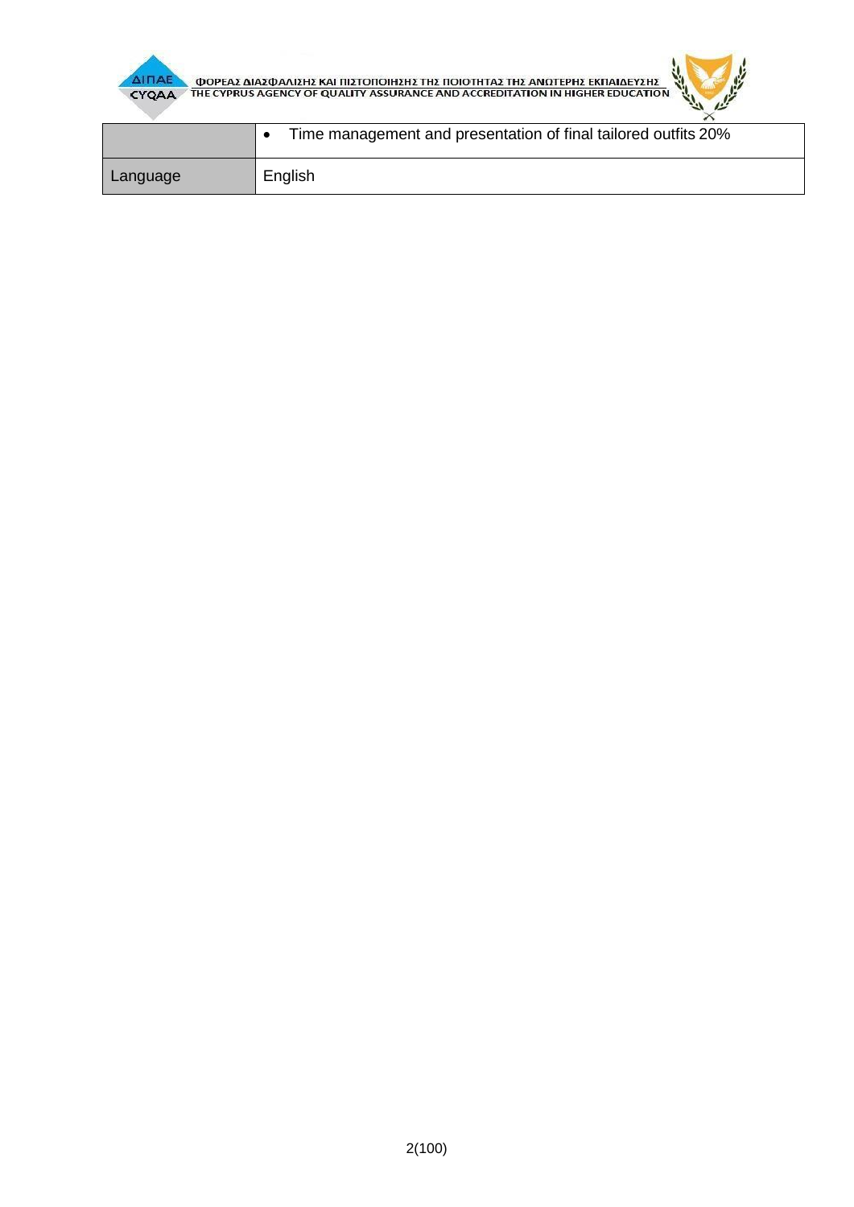| | |
|---|---|
| | • Time management and presentation of final tailored outfits 20% |
| Language | English |